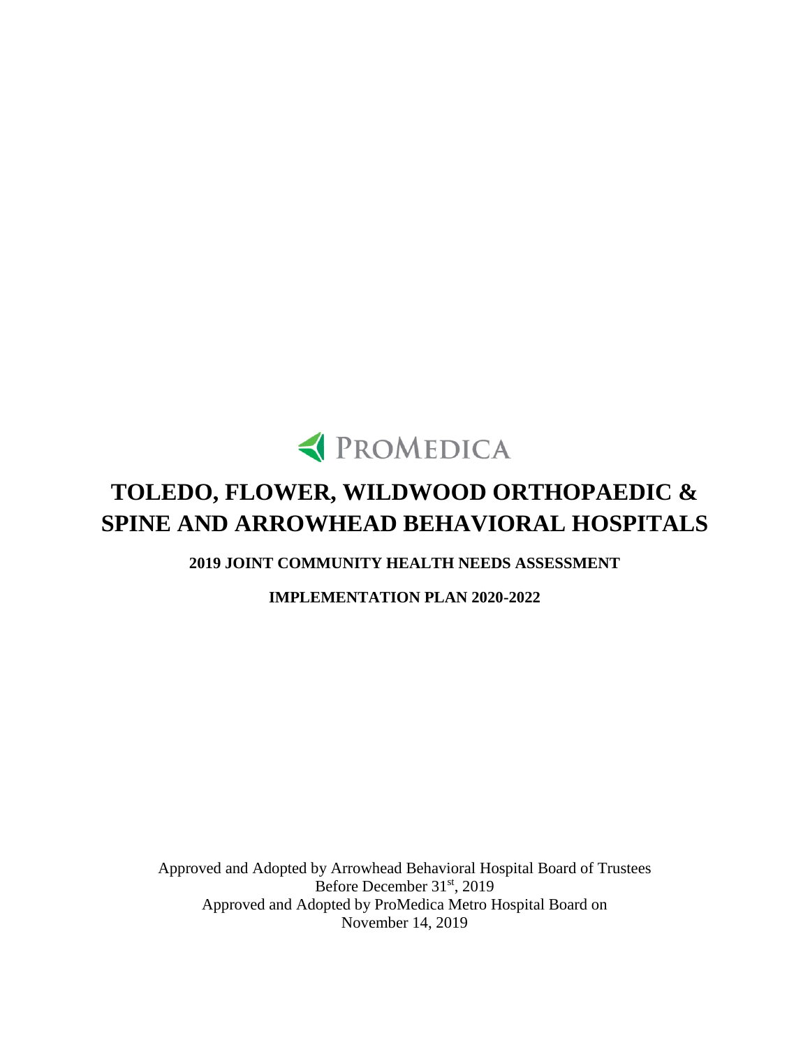PROMEDICA

# TOLEDO, FLOWER, WILDWOOD ORTHOPAEDIC & SPINE AND ARROWHEAD BEHAVIORAL HOSPITALS

## 2019 JOINT COMMUNITY HEALTH NEEDS ASSESSMENT

## IMPLEMENTATION PLAN 2020-2022

Approved and Adopted by Arrowhead Behavioral Hospital Board of Trustees
Before December 31st, 2019
Approved and Adopted by ProMedica Metro Hospital Board on
November 14, 2019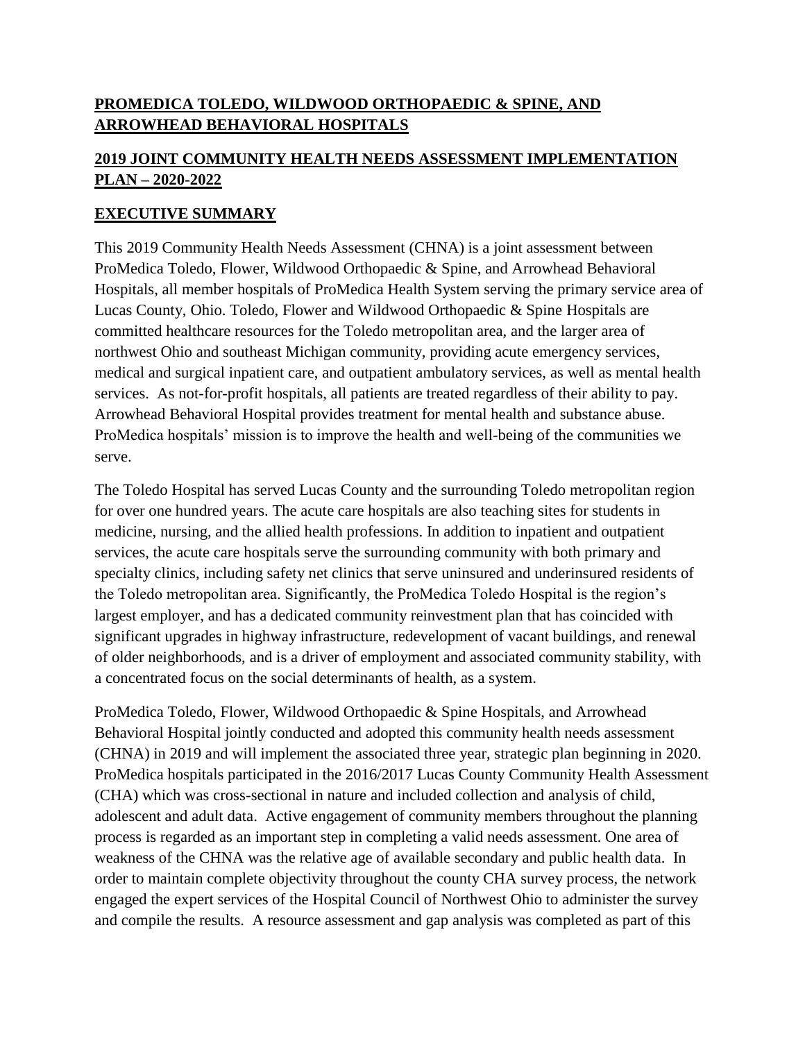## PROMEDICA TOLEDO, WILDWOOD ORTHOPAEDIC & SPINE, AND ARROWHEAD BEHAVIORAL HOSPITALS

## 2019 JOINT COMMUNITY HEALTH NEEDS ASSESSMENT IMPLEMENTATION PLAN – 2020-2022

## EXECUTIVE SUMMARY

This 2019 Community Health Needs Assessment (CHNA) is a joint assessment between ProMedica Toledo, Flower, Wildwood Orthopaedic & Spine, and Arrowhead Behavioral Hospitals, all member hospitals of ProMedica Health System serving the primary service area of Lucas County, Ohio. Toledo, Flower and Wildwood Orthopaedic & Spine Hospitals are committed healthcare resources for the Toledo metropolitan area, and the larger area of northwest Ohio and southeast Michigan community, providing acute emergency services, medical and surgical inpatient care, and outpatient ambulatory services, as well as mental health services. As not-for-profit hospitals, all patients are treated regardless of their ability to pay. Arrowhead Behavioral Hospital provides treatment for mental health and substance abuse. ProMedica hospitals' mission is to improve the health and well-being of the communities we serve.

The Toledo Hospital has served Lucas County and the surrounding Toledo metropolitan region for over one hundred years. The acute care hospitals are also teaching sites for students in medicine, nursing, and the allied health professions. In addition to inpatient and outpatient services, the acute care hospitals serve the surrounding community with both primary and specialty clinics, including safety net clinics that serve uninsured and underinsured residents of the Toledo metropolitan area. Significantly, the ProMedica Toledo Hospital is the region's largest employer, and has a dedicated community reinvestment plan that has coincided with significant upgrades in highway infrastructure, redevelopment of vacant buildings, and renewal of older neighborhoods, and is a driver of employment and associated community stability, with a concentrated focus on the social determinants of health, as a system.

ProMedica Toledo, Flower, Wildwood Orthopaedic & Spine Hospitals, and Arrowhead Behavioral Hospital jointly conducted and adopted this community health needs assessment (CHNA) in 2019 and will implement the associated three year, strategic plan beginning in 2020. ProMedica hospitals participated in the 2016/2017 Lucas County Community Health Assessment (CHA) which was cross-sectional in nature and included collection and analysis of child, adolescent and adult data. Active engagement of community members throughout the planning process is regarded as an important step in completing a valid needs assessment. One area of weakness of the CHNA was the relative age of available secondary and public health data. In order to maintain complete objectivity throughout the county CHA survey process, the network engaged the expert services of the Hospital Council of Northwest Ohio to administer the survey and compile the results. A resource assessment and gap analysis was completed as part of this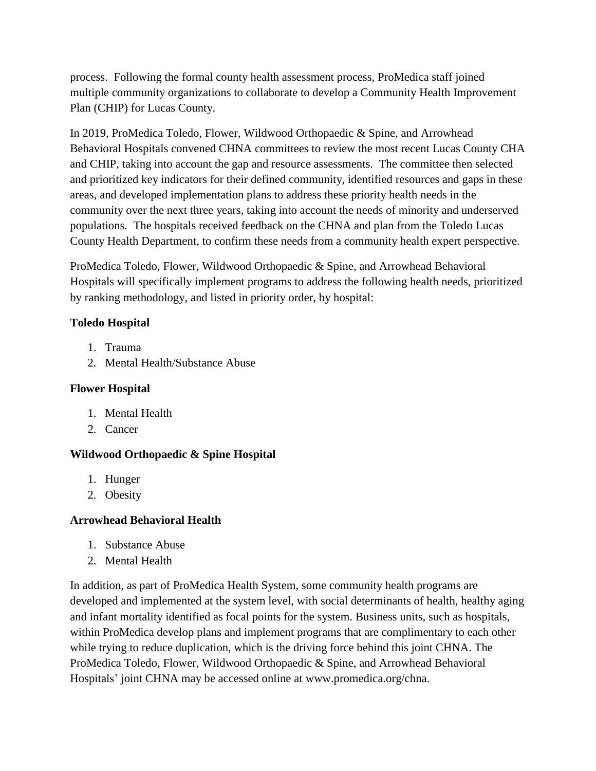process. Following the formal county health assessment process, ProMedica staff joined multiple community organizations to collaborate to develop a Community Health Improvement Plan (CHIP) for Lucas County.

In 2019, ProMedica Toledo, Flower, Wildwood Orthopaedic & Spine, and Arrowhead Behavioral Hospitals convened CHNA committees to review the most recent Lucas County CHA and CHIP, taking into account the gap and resource assessments. The committee then selected and prioritized key indicators for their defined community, identified resources and gaps in these areas, and developed implementation plans to address these priority health needs in the community over the next three years, taking into account the needs of minority and underserved populations. The hospitals received feedback on the CHNA and plan from the Toledo Lucas County Health Department, to confirm these needs from a community health expert perspective.

ProMedica Toledo, Flower, Wildwood Orthopaedic & Spine, and Arrowhead Behavioral Hospitals will specifically implement programs to address the following health needs, prioritized by ranking methodology, and listed in priority order, by hospital:

**Toledo Hospital**

1. Trauma
2. Mental Health/Substance Abuse

**Flower Hospital**

1. Mental Health
2. Cancer

**Wildwood Orthopaedic & Spine Hospital**

1. Hunger
2. Obesity

**Arrowhead Behavioral Health**

1. Substance Abuse
2. Mental Health

In addition, as part of ProMedica Health System, some community health programs are developed and implemented at the system level, with social determinants of health, healthy aging and infant mortality identified as focal points for the system. Business units, such as hospitals, within ProMedica develop plans and implement programs that are complimentary to each other while trying to reduce duplication, which is the driving force behind this joint CHNA. The ProMedica Toledo, Flower, Wildwood Orthopaedic & Spine, and Arrowhead Behavioral Hospitals' joint CHNA may be accessed online at www.promedica.org/chna.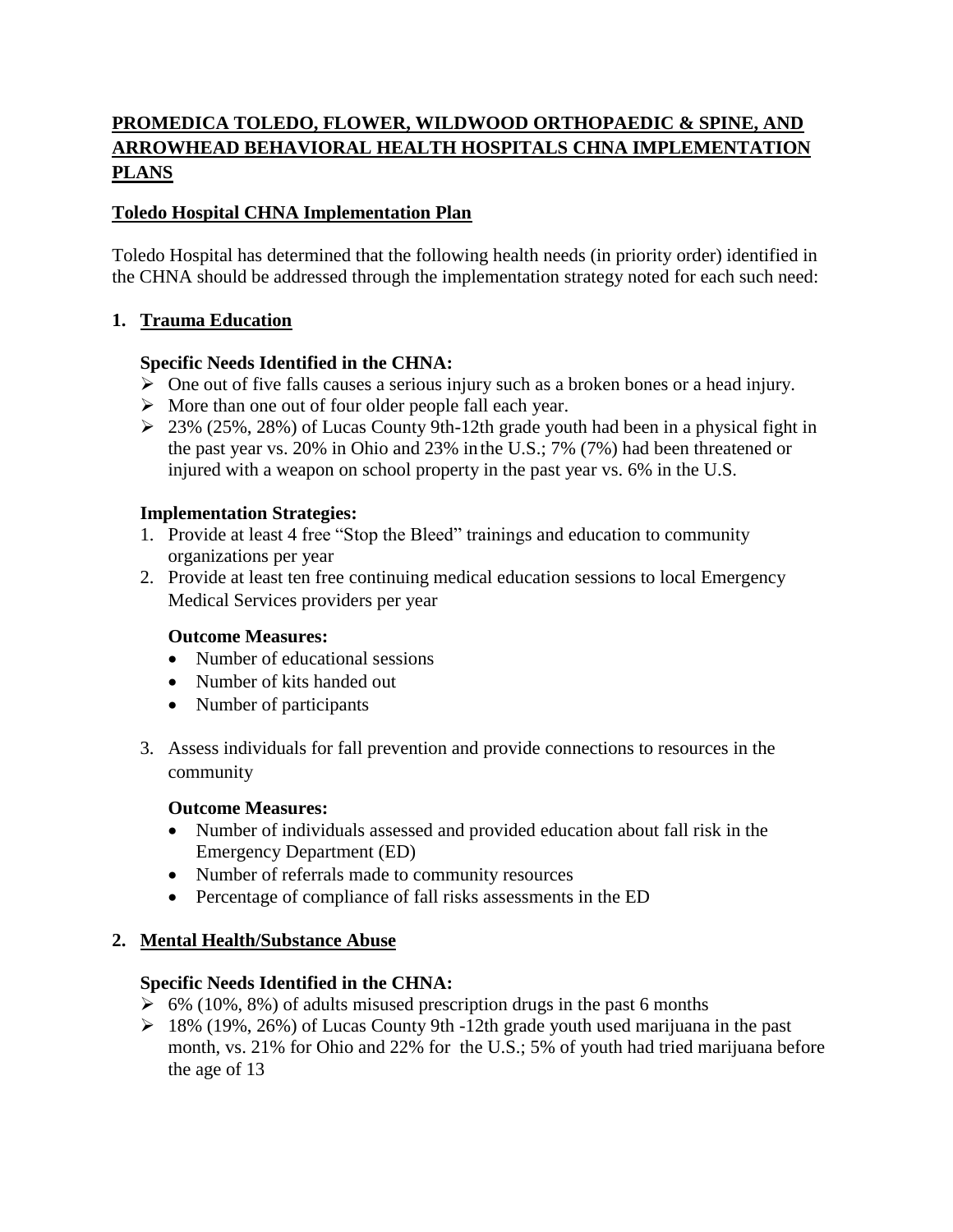# PROMEDICA TOLEDO, FLOWER, WILDWOOD ORTHOPAEDIC & SPINE, AND ARROWHEAD BEHAVIORAL HEALTH HOSPITALS CHNA IMPLEMENTATION PLANS

## Toledo Hospital CHNA Implementation Plan

Toledo Hospital has determined that the following health needs (in priority order) identified in the CHNA should be addressed through the implementation strategy noted for each such need:

### 1. Trauma Education

**Specific Needs Identified in the CHNA:**

- One out of five falls causes a serious injury such as a broken bones or a head injury.
- More than one out of four older people fall each year.
- 23% (25%, 28%) of Lucas County 9th-12th grade youth had been in a physical fight in the past year vs. 20% in Ohio and 23% in the U.S.; 7% (7%) had been threatened or injured with a weapon on school property in the past year vs. 6% in the U.S.

**Implementation Strategies:**

1. Provide at least 4 free "Stop the Bleed" trainings and education to community organizations per year
2. Provide at least ten free continuing medical education sessions to local Emergency Medical Services providers per year

   **Outcome Measures:**
   - Number of educational sessions
   - Number of kits handed out
   - Number of participants

3. Assess individuals for fall prevention and provide connections to resources in the community

   **Outcome Measures:**
   - Number of individuals assessed and provided education about fall risk in the Emergency Department (ED)
   - Number of referrals made to community resources
   - Percentage of compliance of fall risks assessments in the ED

### 2. Mental Health/Substance Abuse

**Specific Needs Identified in the CHNA:**

- 6% (10%, 8%) of adults misused prescription drugs in the past 6 months
- 18% (19%, 26%) of Lucas County 9th -12th grade youth used marijuana in the past month, vs. 21% for Ohio and 22% for the U.S.; 5% of youth had tried marijuana before the age of 13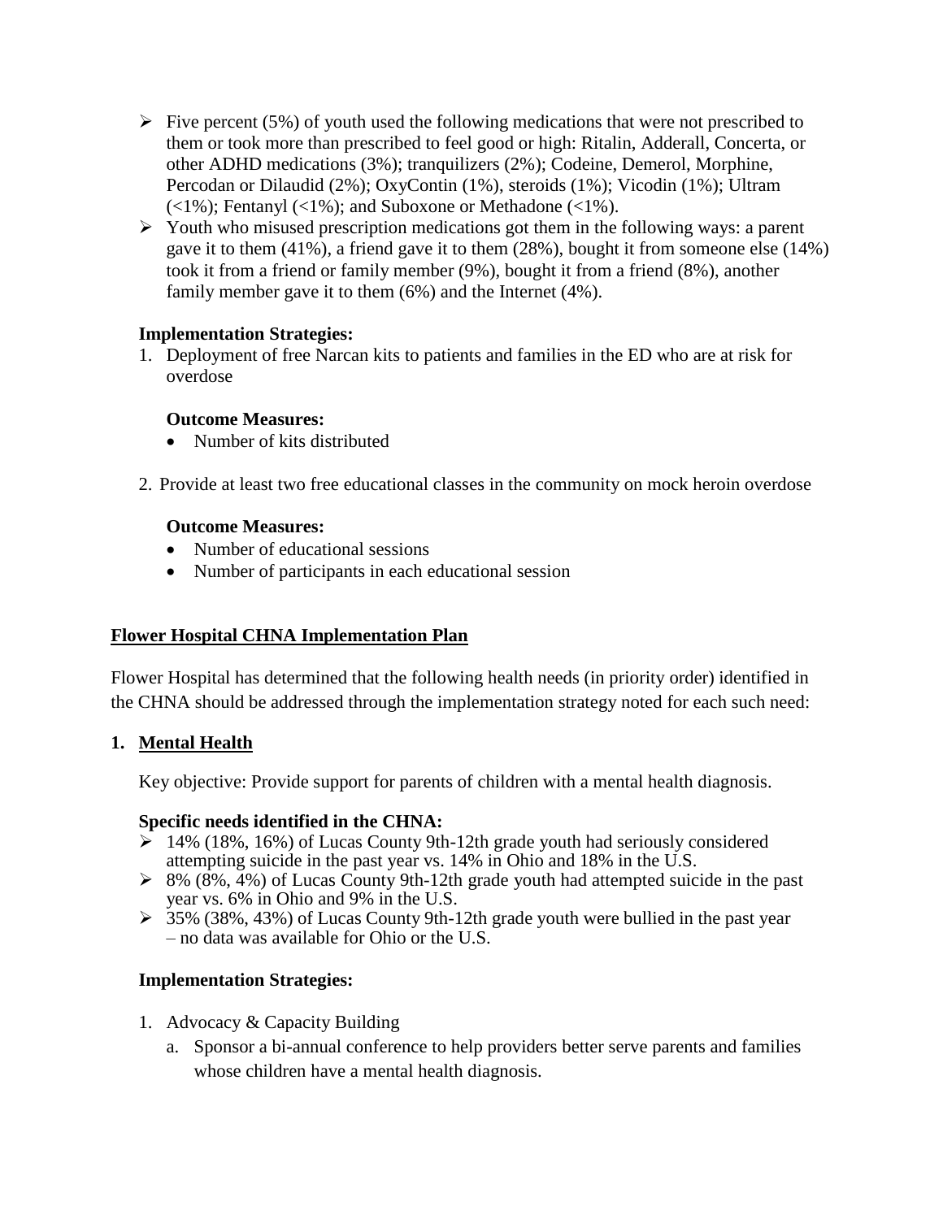- Five percent (5%) of youth used the following medications that were not prescribed to them or took more than prescribed to feel good or high: Ritalin, Adderall, Concerta, or other ADHD medications (3%); tranquilizers (2%); Codeine, Demerol, Morphine, Percodan or Dilaudid (2%); OxyContin (1%), steroids (1%); Vicodin (1%); Ultram (<1%); Fentanyl (<1%); and Suboxone or Methadone (<1%).
- Youth who misused prescription medications got them in the following ways: a parent gave it to them (41%), a friend gave it to them (28%), bought it from someone else (14%) took it from a friend or family member (9%), bought it from a friend (8%), another family member gave it to them (6%) and the Internet (4%).

**Implementation Strategies:**

1. Deployment of free Narcan kits to patients and families in the ED who are at risk for overdose

   **Outcome Measures:**
   - Number of kits distributed

2. Provide at least two free educational classes in the community on mock heroin overdose

   **Outcome Measures:**
   - Number of educational sessions
   - Number of participants in each educational session

## Flower Hospital CHNA Implementation Plan

Flower Hospital has determined that the following health needs (in priority order) identified in the CHNA should be addressed through the implementation strategy noted for each such need:

### 1. Mental Health

Key objective: Provide support for parents of children with a mental health diagnosis.

**Specific needs identified in the CHNA:**

- 14% (18%, 16%) of Lucas County 9th-12th grade youth had seriously considered attempting suicide in the past year vs. 14% in Ohio and 18% in the U.S.
- 8% (8%, 4%) of Lucas County 9th-12th grade youth had attempted suicide in the past year vs. 6% in Ohio and 9% in the U.S.
- 35% (38%, 43%) of Lucas County 9th-12th grade youth were bullied in the past year – no data was available for Ohio or the U.S.

**Implementation Strategies:**

1. Advocacy & Capacity Building
   a. Sponsor a bi-annual conference to help providers better serve parents and families whose children have a mental health diagnosis.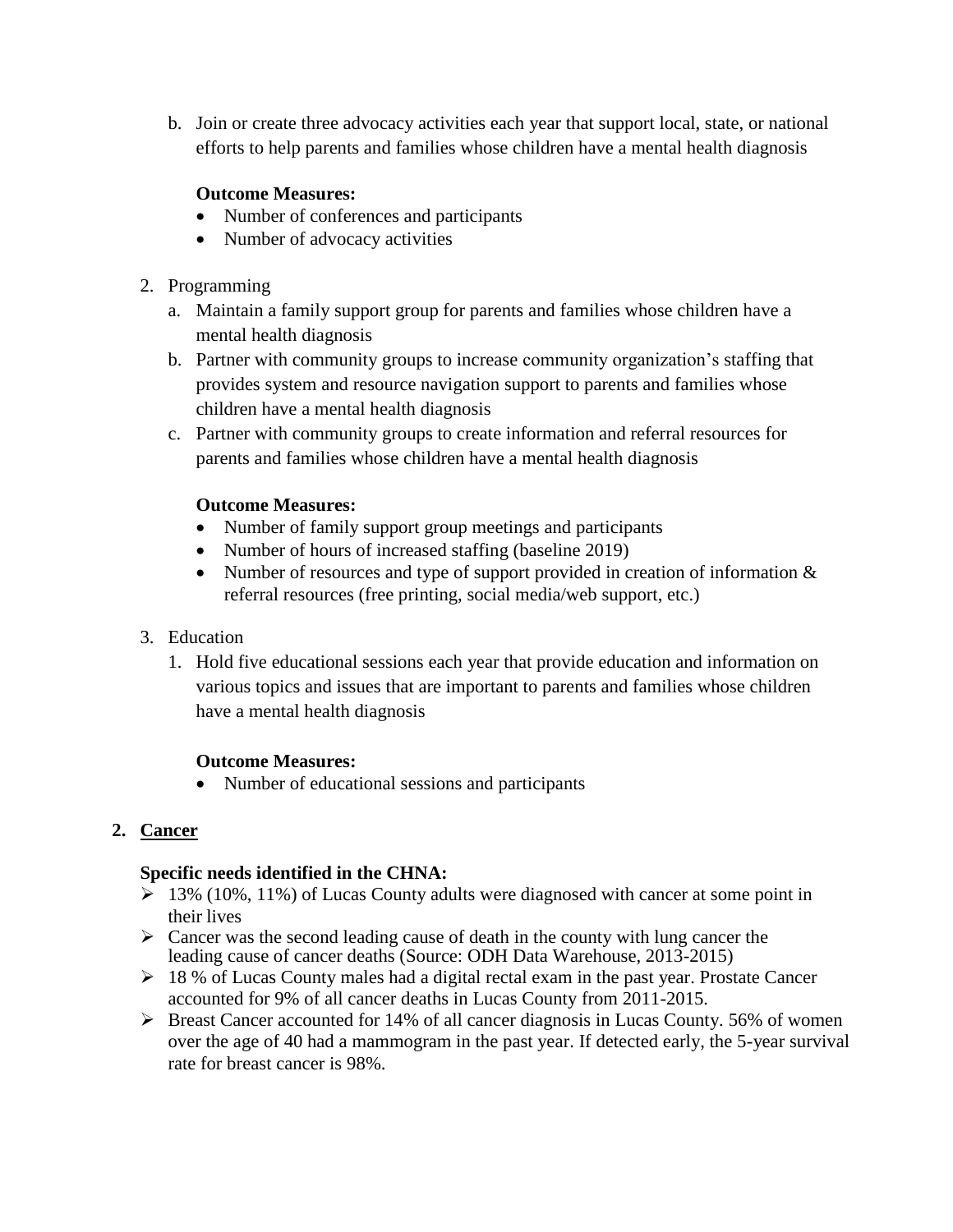b. Join or create three advocacy activities each year that support local, state, or national efforts to help parents and families whose children have a mental health diagnosis

**Outcome Measures:**

- Number of conferences and participants
- Number of advocacy activities

2. Programming
   a. Maintain a family support group for parents and families whose children have a mental health diagnosis
   b. Partner with community groups to increase community organization's staffing that provides system and resource navigation support to parents and families whose children have a mental health diagnosis
   c. Partner with community groups to create information and referral resources for parents and families whose children have a mental health diagnosis

   **Outcome Measures:**

   - Number of family support group meetings and participants
   - Number of hours of increased staffing (baseline 2019)
   - Number of resources and type of support provided in creation of information & referral resources (free printing, social media/web support, etc.)

3. Education
   1. Hold five educational sessions each year that provide education and information on various topics and issues that are important to parents and families whose children have a mental health diagnosis

   **Outcome Measures:**

   - Number of educational sessions and participants

## 2. Cancer

**Specific needs identified in the CHNA:**

- 13% (10%, 11%) of Lucas County adults were diagnosed with cancer at some point in their lives
- Cancer was the second leading cause of death in the county with lung cancer the leading cause of cancer deaths (Source: ODH Data Warehouse, 2013-2015)
- 18 % of Lucas County males had a digital rectal exam in the past year. Prostate Cancer accounted for 9% of all cancer deaths in Lucas County from 2011-2015.
- Breast Cancer accounted for 14% of all cancer diagnosis in Lucas County. 56% of women over the age of 40 had a mammogram in the past year. If detected early, the 5-year survival rate for breast cancer is 98%.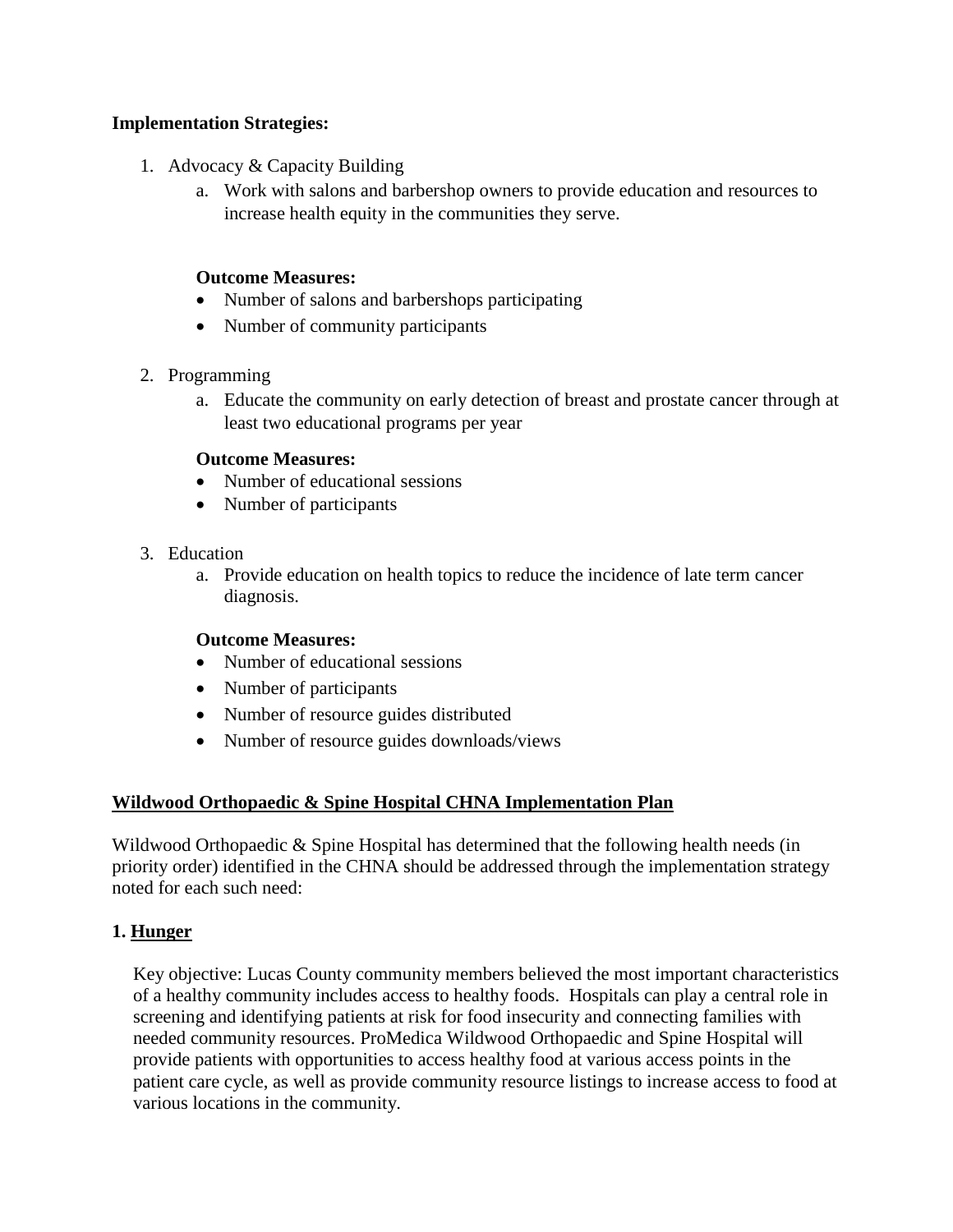**Implementation Strategies:**

1. Advocacy & Capacity Building
   a. Work with salons and barbershop owners to provide education and resources to increase health equity in the communities they serve.

   **Outcome Measures:**
   - Number of salons and barbershops participating
   - Number of community participants

2. Programming
   a. Educate the community on early detection of breast and prostate cancer through at least two educational programs per year

   **Outcome Measures:**
   - Number of educational sessions
   - Number of participants

3. Education
   a. Provide education on health topics to reduce the incidence of late term cancer diagnosis.

   **Outcome Measures:**
   - Number of educational sessions
   - Number of participants
   - Number of resource guides distributed
   - Number of resource guides downloads/views

## Wildwood Orthopaedic & Spine Hospital CHNA Implementation Plan

Wildwood Orthopaedic & Spine Hospital has determined that the following health needs (in priority order) identified in the CHNA should be addressed through the implementation strategy noted for each such need:

### 1. Hunger

Key objective: Lucas County community members believed the most important characteristics of a healthy community includes access to healthy foods. Hospitals can play a central role in screening and identifying patients at risk for food insecurity and connecting families with needed community resources. ProMedica Wildwood Orthopaedic and Spine Hospital will provide patients with opportunities to access healthy food at various access points in the patient care cycle, as well as provide community resource listings to increase access to food at various locations in the community.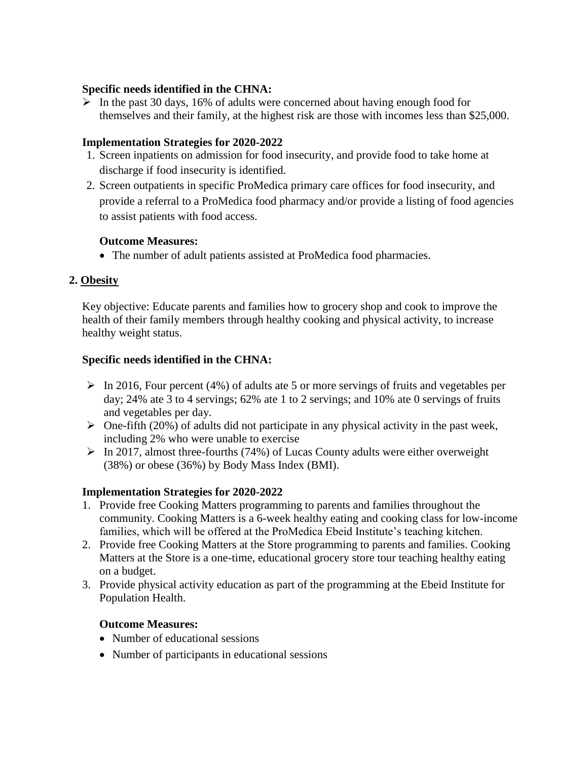**Specific needs identified in the CHNA:**

- In the past 30 days, 16% of adults were concerned about having enough food for themselves and their family, at the highest risk are those with incomes less than $25,000.

**Implementation Strategies for 2020-2022**

1. Screen inpatients on admission for food insecurity, and provide food to take home at discharge if food insecurity is identified.
2. Screen outpatients in specific ProMedica primary care offices for food insecurity, and provide a referral to a ProMedica food pharmacy and/or provide a listing of food agencies to assist patients with food access.

**Outcome Measures:**

- The number of adult patients assisted at ProMedica food pharmacies.

## 2. Obesity

Key objective: Educate parents and families how to grocery shop and cook to improve the health of their family members through healthy cooking and physical activity, to increase healthy weight status.

**Specific needs identified in the CHNA:**

- In 2016, Four percent (4%) of adults ate 5 or more servings of fruits and vegetables per day; 24% ate 3 to 4 servings; 62% ate 1 to 2 servings; and 10% ate 0 servings of fruits and vegetables per day.
- One-fifth (20%) of adults did not participate in any physical activity in the past week, including 2% who were unable to exercise
- In 2017, almost three-fourths (74%) of Lucas County adults were either overweight (38%) or obese (36%) by Body Mass Index (BMI).

**Implementation Strategies for 2020-2022**

1. Provide free Cooking Matters programming to parents and families throughout the community. Cooking Matters is a 6-week healthy eating and cooking class for low-income families, which will be offered at the ProMedica Ebeid Institute's teaching kitchen.
2. Provide free Cooking Matters at the Store programming to parents and families. Cooking Matters at the Store is a one-time, educational grocery store tour teaching healthy eating on a budget.
3. Provide physical activity education as part of the programming at the Ebeid Institute for Population Health.

**Outcome Measures:**

- Number of educational sessions
- Number of participants in educational sessions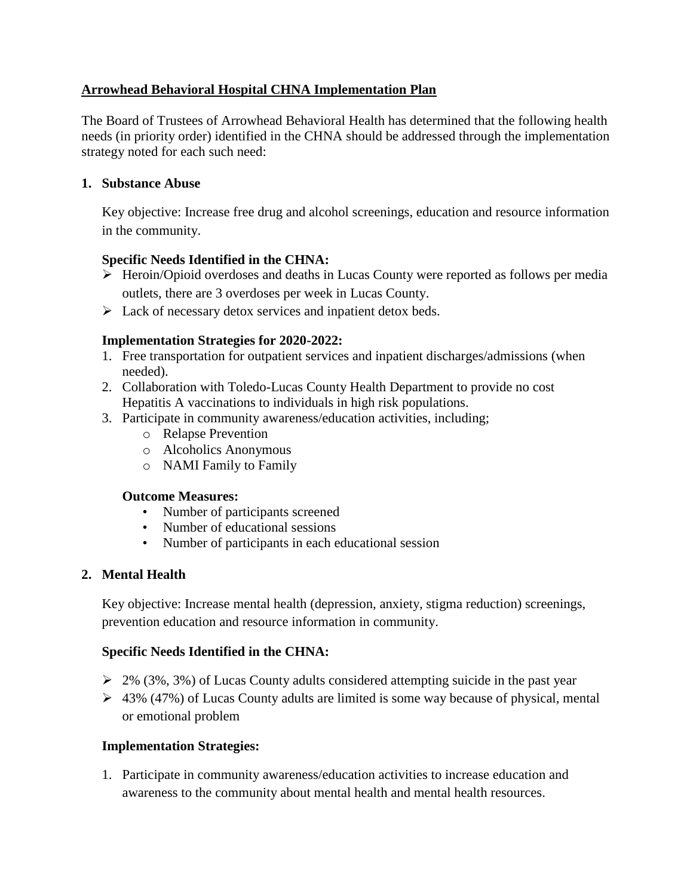## Arrowhead Behavioral Hospital CHNA Implementation Plan

The Board of Trustees of Arrowhead Behavioral Health has determined that the following health needs (in priority order) identified in the CHNA should be addressed through the implementation strategy noted for each such need:

### 1. Substance Abuse

Key objective: Increase free drug and alcohol screenings, education and resource information in the community.

**Specific Needs Identified in the CHNA:**

- Heroin/Opioid overdoses and deaths in Lucas County were reported as follows per media outlets, there are 3 overdoses per week in Lucas County.
- Lack of necessary detox services and inpatient detox beds.

**Implementation Strategies for 2020-2022:**

1. Free transportation for outpatient services and inpatient discharges/admissions (when needed).
2. Collaboration with Toledo-Lucas County Health Department to provide no cost Hepatitis A vaccinations to individuals in high risk populations.
3. Participate in community awareness/education activities, including;
   - Relapse Prevention
   - Alcoholics Anonymous
   - NAMI Family to Family

**Outcome Measures:**

- Number of participants screened
- Number of educational sessions
- Number of participants in each educational session

### 2. Mental Health

Key objective: Increase mental health (depression, anxiety, stigma reduction) screenings, prevention education and resource information in community.

**Specific Needs Identified in the CHNA:**

- 2% (3%, 3%) of Lucas County adults considered attempting suicide in the past year
- 43% (47%) of Lucas County adults are limited is some way because of physical, mental or emotional problem

**Implementation Strategies:**

1. Participate in community awareness/education activities to increase education and awareness to the community about mental health and mental health resources.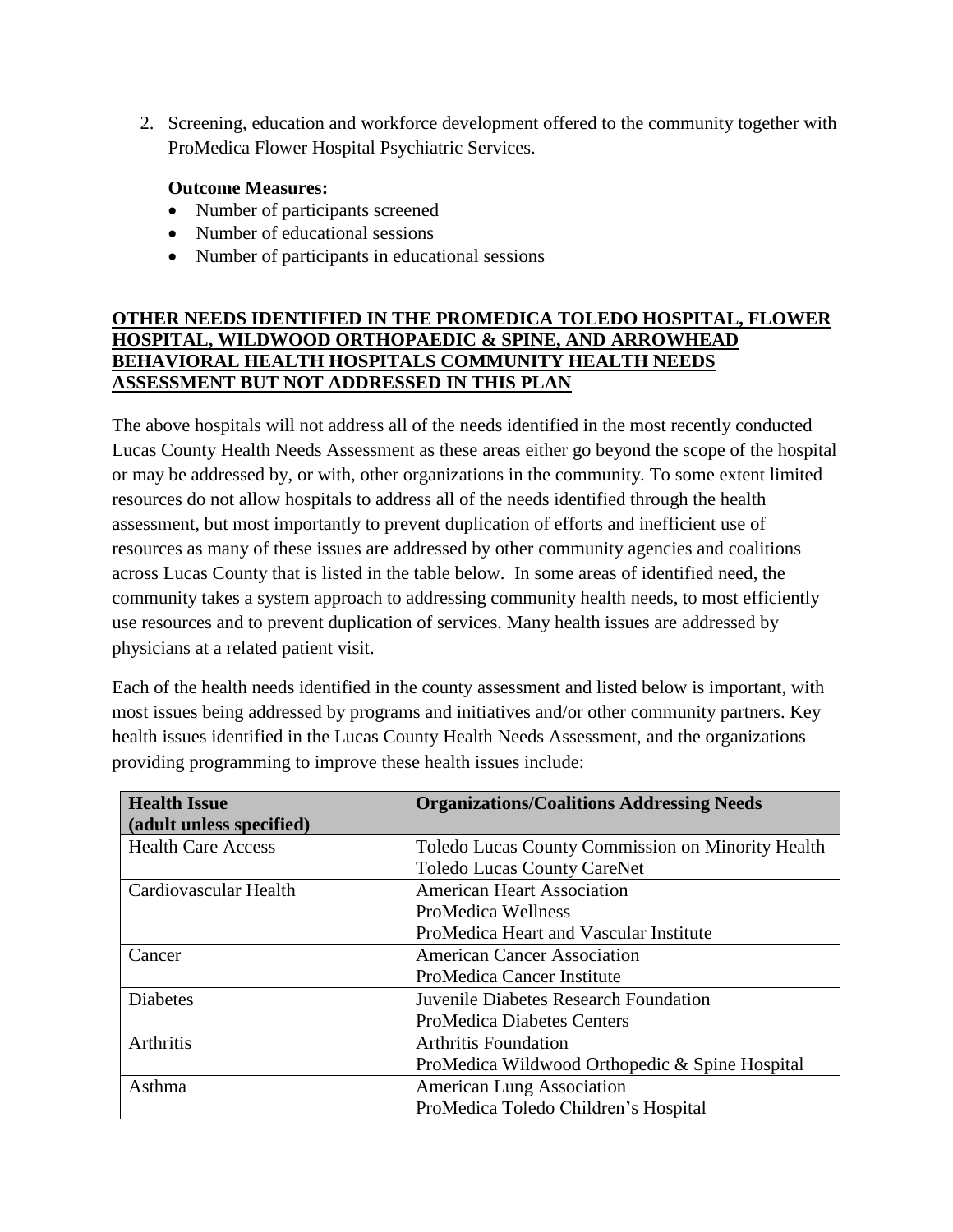2. Screening, education and workforce development offered to the community together with ProMedica Flower Hospital Psychiatric Services.

   **Outcome Measures:**
   - Number of participants screened
   - Number of educational sessions
   - Number of participants in educational sessions

## OTHER NEEDS IDENTIFIED IN THE PROMEDICA TOLEDO HOSPITAL, FLOWER HOSPITAL, WILDWOOD ORTHOPAEDIC & SPINE, AND ARROWHEAD BEHAVIORAL HEALTH HOSPITALS COMMUNITY HEALTH NEEDS ASSESSMENT BUT NOT ADDRESSED IN THIS PLAN

The above hospitals will not address all of the needs identified in the most recently conducted Lucas County Health Needs Assessment as these areas either go beyond the scope of the hospital or may be addressed by, or with, other organizations in the community. To some extent limited resources do not allow hospitals to address all of the needs identified through the health assessment, but most importantly to prevent duplication of efforts and inefficient use of resources as many of these issues are addressed by other community agencies and coalitions across Lucas County that is listed in the table below. In some areas of identified need, the community takes a system approach to addressing community health needs, to most efficiently use resources and to prevent duplication of services. Many health issues are addressed by physicians at a related patient visit.

Each of the health needs identified in the county assessment and listed below is important, with most issues being addressed by programs and initiatives and/or other community partners. Key health issues identified in the Lucas County Health Needs Assessment, and the organizations providing programming to improve these health issues include:

| Health Issue (adult unless specified) | Organizations/Coalitions Addressing Needs |
|---|---|
| Health Care Access | Toledo Lucas County Commission on Minority Health<br>Toledo Lucas County CareNet |
| Cardiovascular Health | American Heart Association<br>ProMedica Wellness<br>ProMedica Heart and Vascular Institute |
| Cancer | American Cancer Association<br>ProMedica Cancer Institute |
| Diabetes | Juvenile Diabetes Research Foundation<br>ProMedica Diabetes Centers |
| Arthritis | Arthritis Foundation<br>ProMedica Wildwood Orthopedic & Spine Hospital |
| Asthma | American Lung Association<br>ProMedica Toledo Children's Hospital |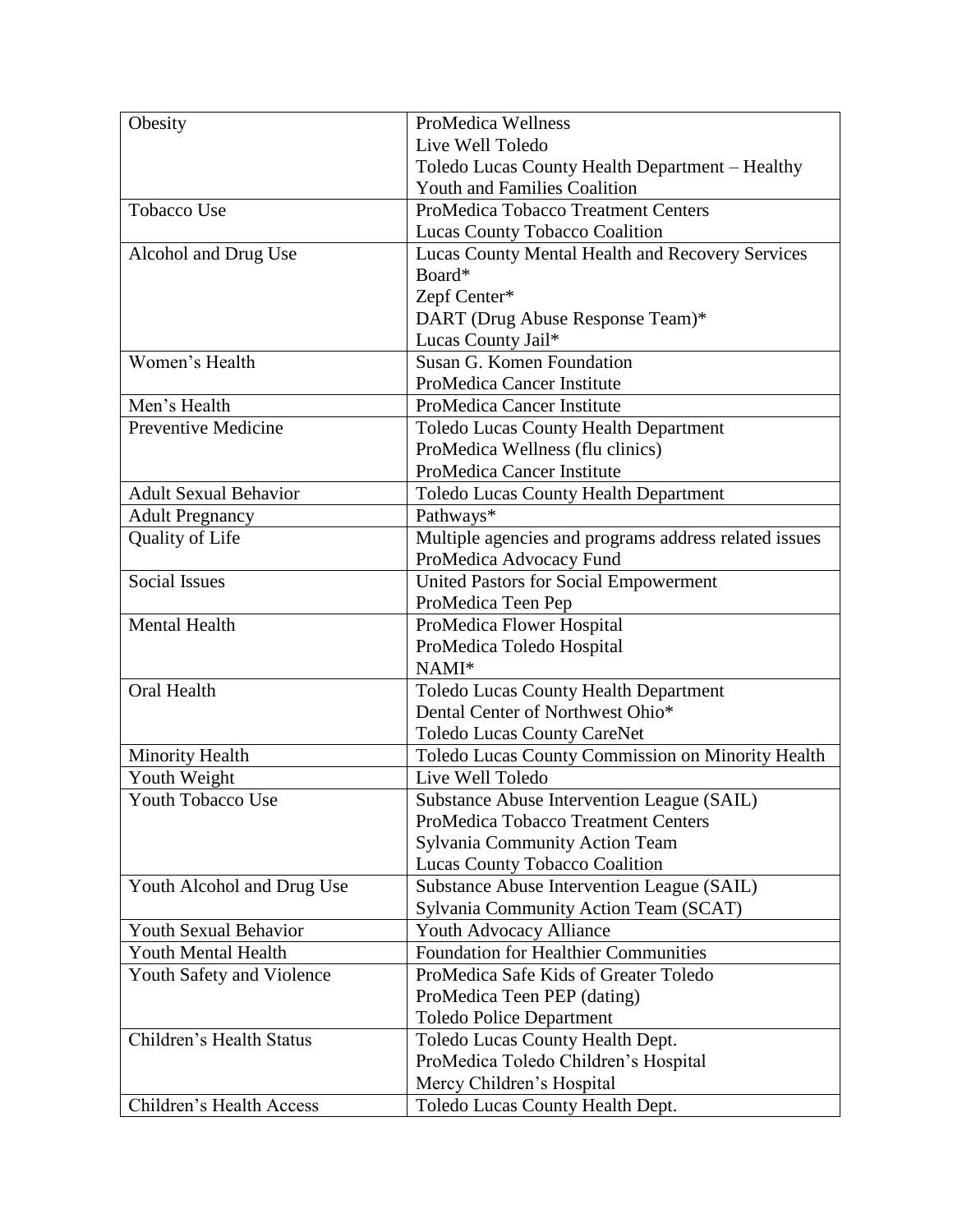| Obesity | ProMedica Wellness<br>Live Well Toledo<br>Toledo Lucas County Health Department – Healthy Youth and Families Coalition |
|---|---|
| Tobacco Use | ProMedica Tobacco Treatment Centers<br>Lucas County Tobacco Coalition |
| Alcohol and Drug Use | Lucas County Mental Health and Recovery Services Board*<br>Zepf Center*<br>DART (Drug Abuse Response Team)*<br>Lucas County Jail* |
| Women's Health | Susan G. Komen Foundation<br>ProMedica Cancer Institute |
| Men's Health | ProMedica Cancer Institute |
| Preventive Medicine | Toledo Lucas County Health Department<br>ProMedica Wellness (flu clinics)<br>ProMedica Cancer Institute |
| Adult Sexual Behavior | Toledo Lucas County Health Department |
| Adult Pregnancy | Pathways* |
| Quality of Life | Multiple agencies and programs address related issues<br>ProMedica Advocacy Fund |
| Social Issues | United Pastors for Social Empowerment<br>ProMedica Teen Pep |
| Mental Health | ProMedica Flower Hospital<br>ProMedica Toledo Hospital<br>NAMI* |
| Oral Health | Toledo Lucas County Health Department<br>Dental Center of Northwest Ohio*<br>Toledo Lucas County CareNet |
| Minority Health | Toledo Lucas County Commission on Minority Health |
| Youth Weight | Live Well Toledo |
| Youth Tobacco Use | Substance Abuse Intervention League (SAIL)<br>ProMedica Tobacco Treatment Centers<br>Sylvania Community Action Team<br>Lucas County Tobacco Coalition |
| Youth Alcohol and Drug Use | Substance Abuse Intervention League (SAIL)<br>Sylvania Community Action Team (SCAT) |
| Youth Sexual Behavior | Youth Advocacy Alliance |
| Youth Mental Health | Foundation for Healthier Communities |
| Youth Safety and Violence | ProMedica Safe Kids of Greater Toledo<br>ProMedica Teen PEP (dating)<br>Toledo Police Department |
| Children's Health Status | Toledo Lucas County Health Dept.<br>ProMedica Toledo Children's Hospital<br>Mercy Children's Hospital |
| Children's Health Access | Toledo Lucas County Health Dept. |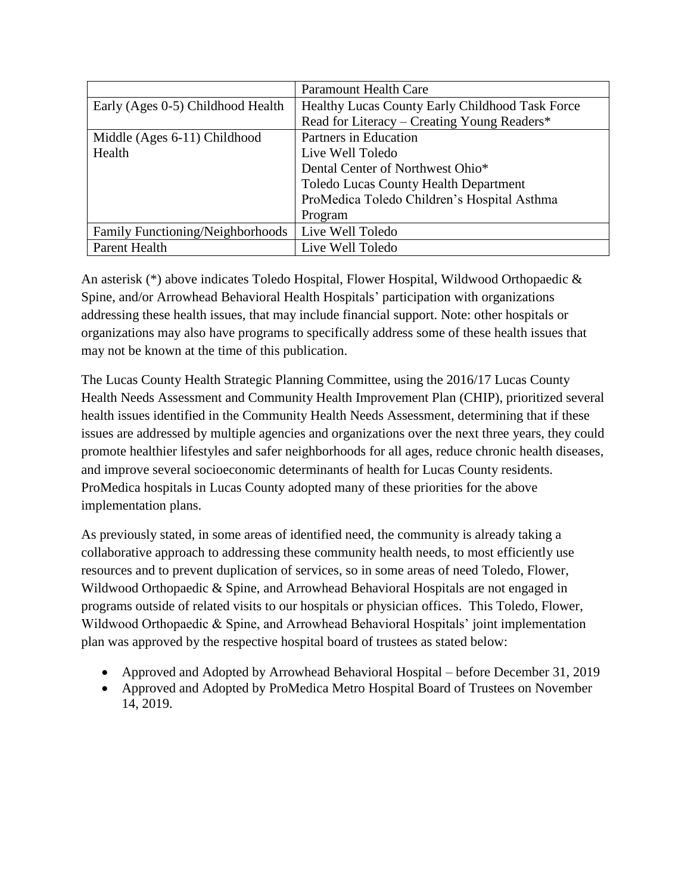| | |
|---|---|
| | Paramount Health Care |
| Early (Ages 0-5) Childhood Health | Healthy Lucas County Early Childhood Task Force<br>Read for Literacy – Creating Young Readers* |
| Middle (Ages 6-11) Childhood Health | Partners in Education<br>Live Well Toledo<br>Dental Center of Northwest Ohio*<br>Toledo Lucas County Health Department<br>ProMedica Toledo Children's Hospital Asthma Program |
| Family Functioning/Neighborhoods | Live Well Toledo |
| Parent Health | Live Well Toledo |

An asterisk (*) above indicates Toledo Hospital, Flower Hospital, Wildwood Orthopaedic & Spine, and/or Arrowhead Behavioral Health Hospitals' participation with organizations addressing these health issues, that may include financial support. Note: other hospitals or organizations may also have programs to specifically address some of these health issues that may not be known at the time of this publication.

The Lucas County Health Strategic Planning Committee, using the 2016/17 Lucas County Health Needs Assessment and Community Health Improvement Plan (CHIP), prioritized several health issues identified in the Community Health Needs Assessment, determining that if these issues are addressed by multiple agencies and organizations over the next three years, they could promote healthier lifestyles and safer neighborhoods for all ages, reduce chronic health diseases, and improve several socioeconomic determinants of health for Lucas County residents. ProMedica hospitals in Lucas County adopted many of these priorities for the above implementation plans.

As previously stated, in some areas of identified need, the community is already taking a collaborative approach to addressing these community health needs, to most efficiently use resources and to prevent duplication of services, so in some areas of need Toledo, Flower, Wildwood Orthopaedic & Spine, and Arrowhead Behavioral Hospitals are not engaged in programs outside of related visits to our hospitals or physician offices. This Toledo, Flower, Wildwood Orthopaedic & Spine, and Arrowhead Behavioral Hospitals' joint implementation plan was approved by the respective hospital board of trustees as stated below:

- Approved and Adopted by Arrowhead Behavioral Hospital – before December 31, 2019
- Approved and Adopted by ProMedica Metro Hospital Board of Trustees on November 14, 2019.